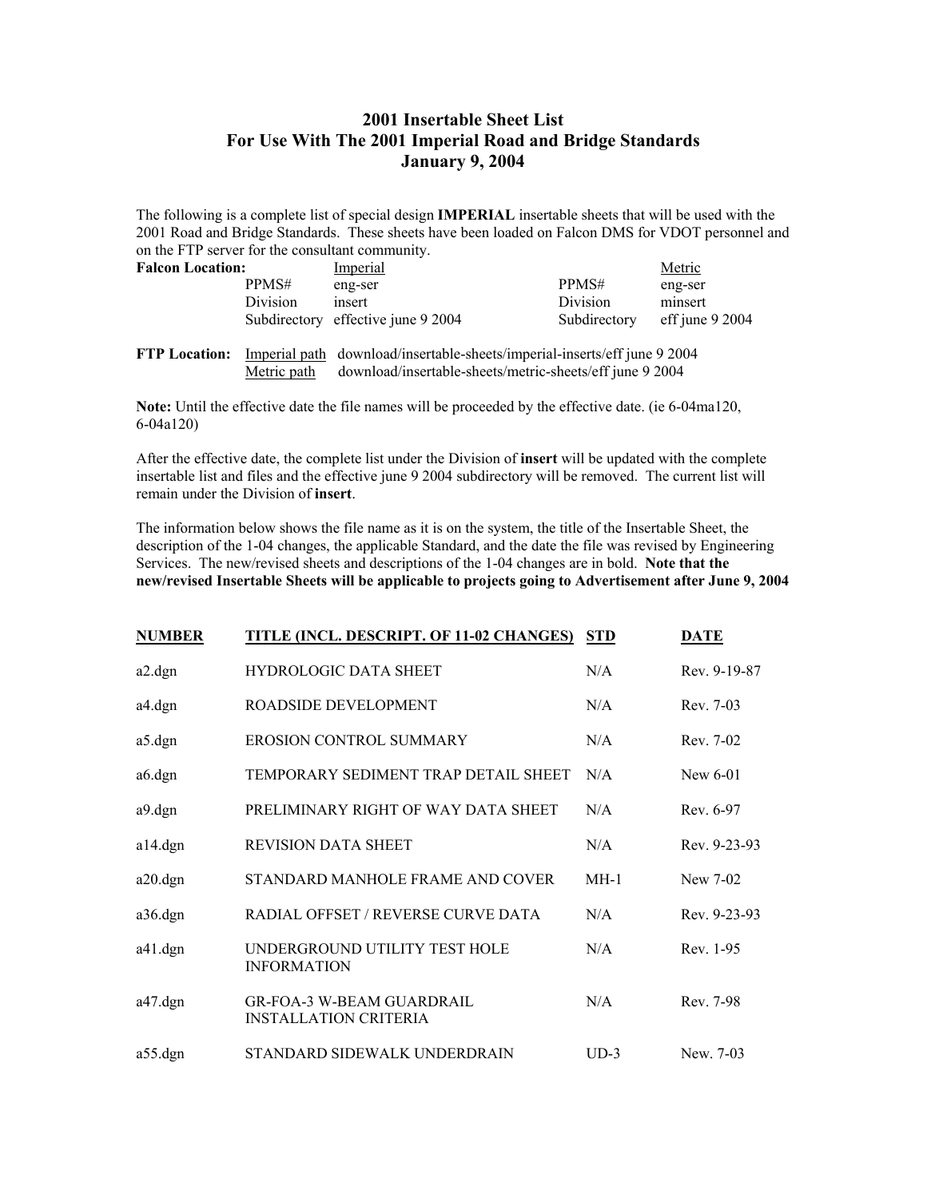# 2001 Insertable Sheet List
# For Use With The 2001 Imperial Road and Bridge Standards
# January 9, 2004

The following is a complete list of special design **IMPERIAL** insertable sheets that will be used with the 2001 Road and Bridge Standards. These sheets have been loaded on Falcon DMS for VDOT personnel and on the FTP server for the consultant community.

| **Falcon Location:** | | Imperial | | Metric |
|---|---|---|---|---|
| | PPMS# | eng-ser | PPMS# | eng-ser |
| | Division | insert | Division | minsert |
| | Subdirectory | effective june 9 2004 | Subdirectory | eff june 9 2004 |

**FTP Location:** Imperial path download/insertable-sheets/imperial-inserts/eff june 9 2004
Metric path download/insertable-sheets/metric-sheets/eff june 9 2004

**Note:** Until the effective date the file names will be proceeded by the effective date. (ie 6-04ma120, 6-04a120)

After the effective date, the complete list under the Division of **insert** will be updated with the complete insertable list and files and the effective june 9 2004 subdirectory will be removed. The current list will remain under the Division of **insert**.

The information below shows the file name as it is on the system, the title of the Insertable Sheet, the description of the 1-04 changes, the applicable Standard, and the date the file was revised by Engineering Services. The new/revised sheets and descriptions of the 1-04 changes are in bold. **Note that the new/revised Insertable Sheets will be applicable to projects going to Advertisement after June 9, 2004**

| NUMBER | TITLE (INCL. DESCRIPT. OF 11-02 CHANGES) | STD | DATE |
|---|---|---|---|
| a2.dgn | HYDROLOGIC DATA SHEET | N/A | Rev. 9-19-87 |
| a4.dgn | ROADSIDE DEVELOPMENT | N/A | Rev. 7-03 |
| a5.dgn | EROSION CONTROL SUMMARY | N/A | Rev. 7-02 |
| a6.dgn | TEMPORARY SEDIMENT TRAP DETAIL SHEET | N/A | New 6-01 |
| a9.dgn | PRELIMINARY RIGHT OF WAY DATA SHEET | N/A | Rev. 6-97 |
| a14.dgn | REVISION DATA SHEET | N/A | Rev. 9-23-93 |
| a20.dgn | STANDARD MANHOLE FRAME AND COVER | MH-1 | New 7-02 |
| a36.dgn | RADIAL OFFSET / REVERSE CURVE DATA | N/A | Rev. 9-23-93 |
| a41.dgn | UNDERGROUND UTILITY TEST HOLE INFORMATION | N/A | Rev. 1-95 |
| a47.dgn | GR-FOA-3 W-BEAM GUARDRAIL INSTALLATION CRITERIA | N/A | Rev. 7-98 |
| a55.dgn | STANDARD SIDEWALK UNDERDRAIN | UD-3 | New. 7-03 |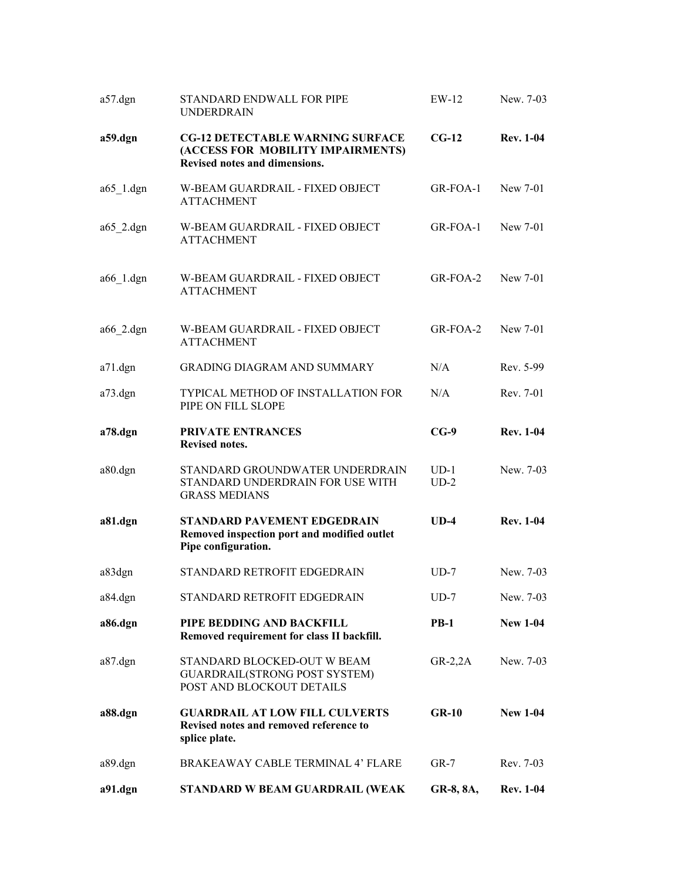| | | | |
|---|---|---|---|
| a57.dgn | STANDARD ENDWALL FOR PIPE UNDERDRAIN | EW-12 | New. 7-03 |
| **a59.dgn** | **CG-12 DETECTABLE WARNING SURFACE (ACCESS FOR MOBILITY IMPAIRMENTS)**<br>**Revised notes and dimensions.** | **CG-12** | **Rev. 1-04** |
| a65_1.dgn | W-BEAM GUARDRAIL - FIXED OBJECT ATTACHMENT | GR-FOA-1 | New 7-01 |
| a65_2.dgn | W-BEAM GUARDRAIL - FIXED OBJECT ATTACHMENT | GR-FOA-1 | New 7-01 |
| a66_1.dgn | W-BEAM GUARDRAIL - FIXED OBJECT ATTACHMENT | GR-FOA-2 | New 7-01 |
| a66_2.dgn | W-BEAM GUARDRAIL - FIXED OBJECT ATTACHMENT | GR-FOA-2 | New 7-01 |
| a71.dgn | GRADING DIAGRAM AND SUMMARY | N/A | Rev. 5-99 |
| a73.dgn | TYPICAL METHOD OF INSTALLATION FOR PIPE ON FILL SLOPE | N/A | Rev. 7-01 |
| **a78.dgn** | **PRIVATE ENTRANCES**<br>**Revised notes.** | **CG-9** | **Rev. 1-04** |
| a80.dgn | STANDARD GROUNDWATER UNDERDRAIN<br>STANDARD UNDERDRAIN FOR USE WITH GRASS MEDIANS | UD-1<br>UD-2 | New. 7-03 |
| **a81.dgn** | **STANDARD PAVEMENT EDGEDRAIN**<br>**Removed inspection port and modified outlet Pipe configuration.** | **UD-4** | **Rev. 1-04** |
| a83dgn | STANDARD RETROFIT EDGEDRAIN | UD-7 | New. 7-03 |
| a84.dgn | STANDARD RETROFIT EDGEDRAIN | UD-7 | New. 7-03 |
| **a86.dgn** | **PIPE BEDDING AND BACKFILL**<br>**Removed requirement for class II backfill.** | **PB-1** | **New 1-04** |
| a87.dgn | STANDARD BLOCKED-OUT W BEAM GUARDRAIL(STRONG POST SYSTEM) POST AND BLOCKOUT DETAILS | GR-2,2A | New. 7-03 |
| **a88.dgn** | **GUARDRAIL AT LOW FILL CULVERTS**<br>**Revised notes and removed reference to splice plate.** | **GR-10** | **New 1-04** |
| a89.dgn | BRAKEAWAY CABLE TERMINAL 4' FLARE | GR-7 | Rev. 7-03 |
| **a91.dgn** | **STANDARD W BEAM GUARDRAIL (WEAK** | **GR-8, 8A,** | **Rev. 1-04** |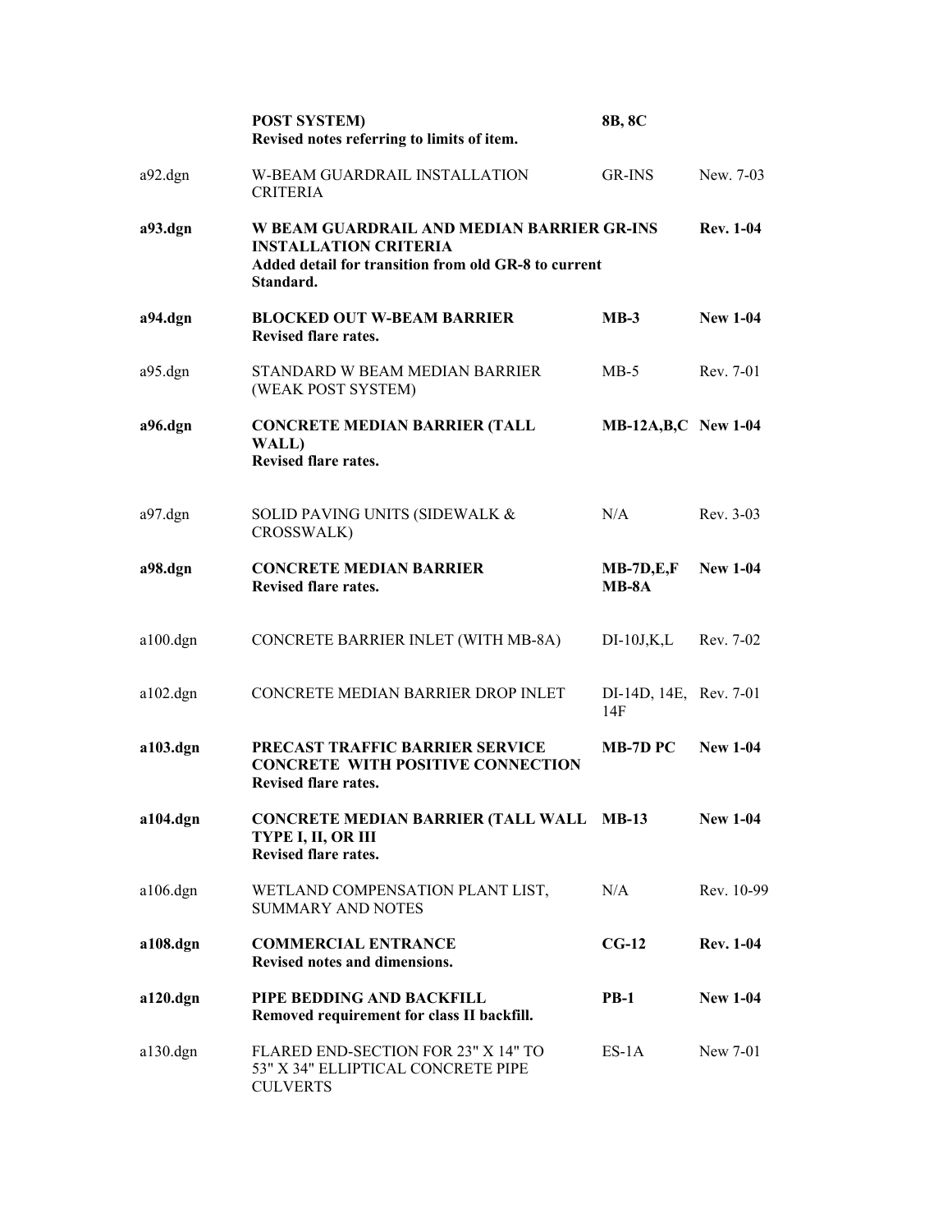| | | | |
|---|---|---|---|
| | **POST SYSTEM)**<br>**Revised notes referring to limits of item.** | **8B, 8C** | |
| a92.dgn | W-BEAM GUARDRAIL INSTALLATION CRITERIA | GR-INS | New. 7-03 |
| **a93.dgn** | **W BEAM GUARDRAIL AND MEDIAN BARRIER INSTALLATION CRITERIA**<br>**Added detail for transition from old GR-8 to current Standard.** | **GR-INS** | **Rev. 1-04** |
| **a94.dgn** | **BLOCKED OUT W-BEAM BARRIER**<br>**Revised flare rates.** | **MB-3** | **New 1-04** |
| a95.dgn | STANDARD W BEAM MEDIAN BARRIER (WEAK POST SYSTEM) | MB-5 | Rev. 7-01 |
| **a96.dgn** | **CONCRETE MEDIAN BARRIER (TALL WALL)**<br>**Revised flare rates.** | **MB-12A,B,C** | **New 1-04** |
| a97.dgn | SOLID PAVING UNITS (SIDEWALK & CROSSWALK) | N/A | Rev. 3-03 |
| **a98.dgn** | **CONCRETE MEDIAN BARRIER**<br>**Revised flare rates.** | **MB-7D,E,F MB-8A** | **New 1-04** |
| a100.dgn | CONCRETE BARRIER INLET (WITH MB-8A) | DI-10J,K,L | Rev. 7-02 |
| a102.dgn | CONCRETE MEDIAN BARRIER DROP INLET | DI-14D, 14E, 14F | Rev. 7-01 |
| **a103.dgn** | **PRECAST TRAFFIC BARRIER SERVICE CONCRETE WITH POSITIVE CONNECTION**<br>**Revised flare rates.** | **MB-7D PC** | **New 1-04** |
| **a104.dgn** | **CONCRETE MEDIAN BARRIER (TALL WALL TYPE I, II, OR III**<br>**Revised flare rates.** | **MB-13** | **New 1-04** |
| a106.dgn | WETLAND COMPENSATION PLANT LIST, SUMMARY AND NOTES | N/A | Rev. 10-99 |
| **a108.dgn** | **COMMERCIAL ENTRANCE**<br>**Revised notes and dimensions.** | **CG-12** | **Rev. 1-04** |
| **a120.dgn** | **PIPE BEDDING AND BACKFILL**<br>**Removed requirement for class II backfill.** | **PB-1** | **New 1-04** |
| a130.dgn | FLARED END-SECTION FOR 23" X 14" TO 53" X 34" ELLIPTICAL CONCRETE PIPE CULVERTS | ES-1A | New 7-01 |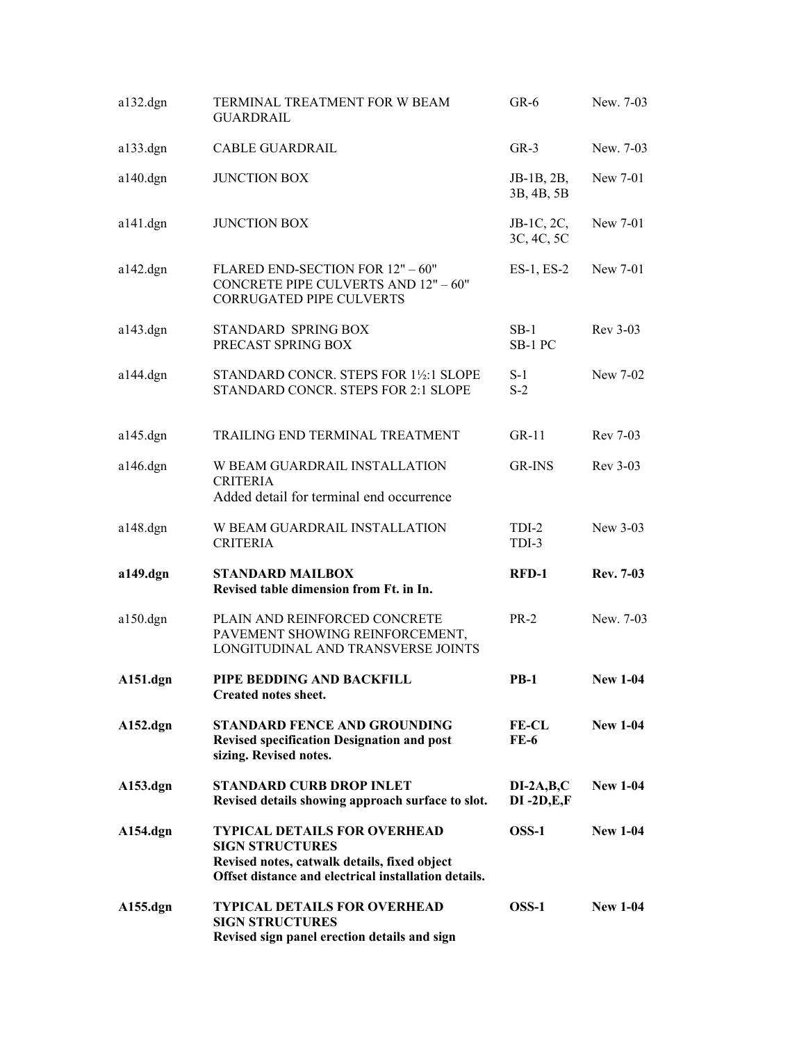| | | | |
|---|---|---|---|
| a132.dgn | TERMINAL TREATMENT FOR W BEAM GUARDRAIL | GR-6 | New. 7-03 |
| a133.dgn | CABLE GUARDRAIL | GR-3 | New. 7-03 |
| a140.dgn | JUNCTION BOX | JB-1B, 2B, 3B, 4B, 5B | New 7-01 |
| a141.dgn | JUNCTION BOX | JB-1C, 2C, 3C, 4C, 5C | New 7-01 |
| a142.dgn | FLARED END-SECTION FOR 12" – 60" CONCRETE PIPE CULVERTS AND 12" – 60" CORRUGATED PIPE CULVERTS | ES-1, ES-2 | New 7-01 |
| a143.dgn | STANDARD SPRING BOX<br>PRECAST SPRING BOX | SB-1<br>SB-1 PC | Rev 3-03 |
| a144.dgn | STANDARD CONCR. STEPS FOR 1½:1 SLOPE<br>STANDARD CONCR. STEPS FOR 2:1 SLOPE | S-1<br>S-2 | New 7-02 |
| a145.dgn | TRAILING END TERMINAL TREATMENT | GR-11 | Rev 7-03 |
| a146.dgn | W BEAM GUARDRAIL INSTALLATION CRITERIA<br>Added detail for terminal end occurrence | GR-INS | Rev 3-03 |
| a148.dgn | W BEAM GUARDRAIL INSTALLATION CRITERIA | TDI-2<br>TDI-3 | New 3-03 |
| **a149.dgn** | **STANDARD MAILBOX**<br>**Revised table dimension from Ft. in In.** | **RFD-1** | **Rev. 7-03** |
| a150.dgn | PLAIN AND REINFORCED CONCRETE PAVEMENT SHOWING REINFORCEMENT, LONGITUDINAL AND TRANSVERSE JOINTS | PR-2 | New. 7-03 |
| **A151.dgn** | **PIPE BEDDING AND BACKFILL**<br>**Created notes sheet.** | **PB-1** | **New 1-04** |
| **A152.dgn** | **STANDARD FENCE AND GROUNDING**<br>**Revised specification Designation and post sizing. Revised notes.** | **FE-CL**<br>**FE-6** | **New 1-04** |
| **A153.dgn** | **STANDARD CURB DROP INLET**<br>**Revised details showing approach surface to slot.** | **DI-2A,B,C**<br>**DI -2D,E,F** | **New 1-04** |
| **A154.dgn** | **TYPICAL DETAILS FOR OVERHEAD SIGN STRUCTURES**<br>**Revised notes, catwalk details, fixed object Offset distance and electrical installation details.** | **OSS-1** | **New 1-04** |
| **A155.dgn** | **TYPICAL DETAILS FOR OVERHEAD SIGN STRUCTURES**<br>**Revised sign panel erection details and sign** | **OSS-1** | **New 1-04** |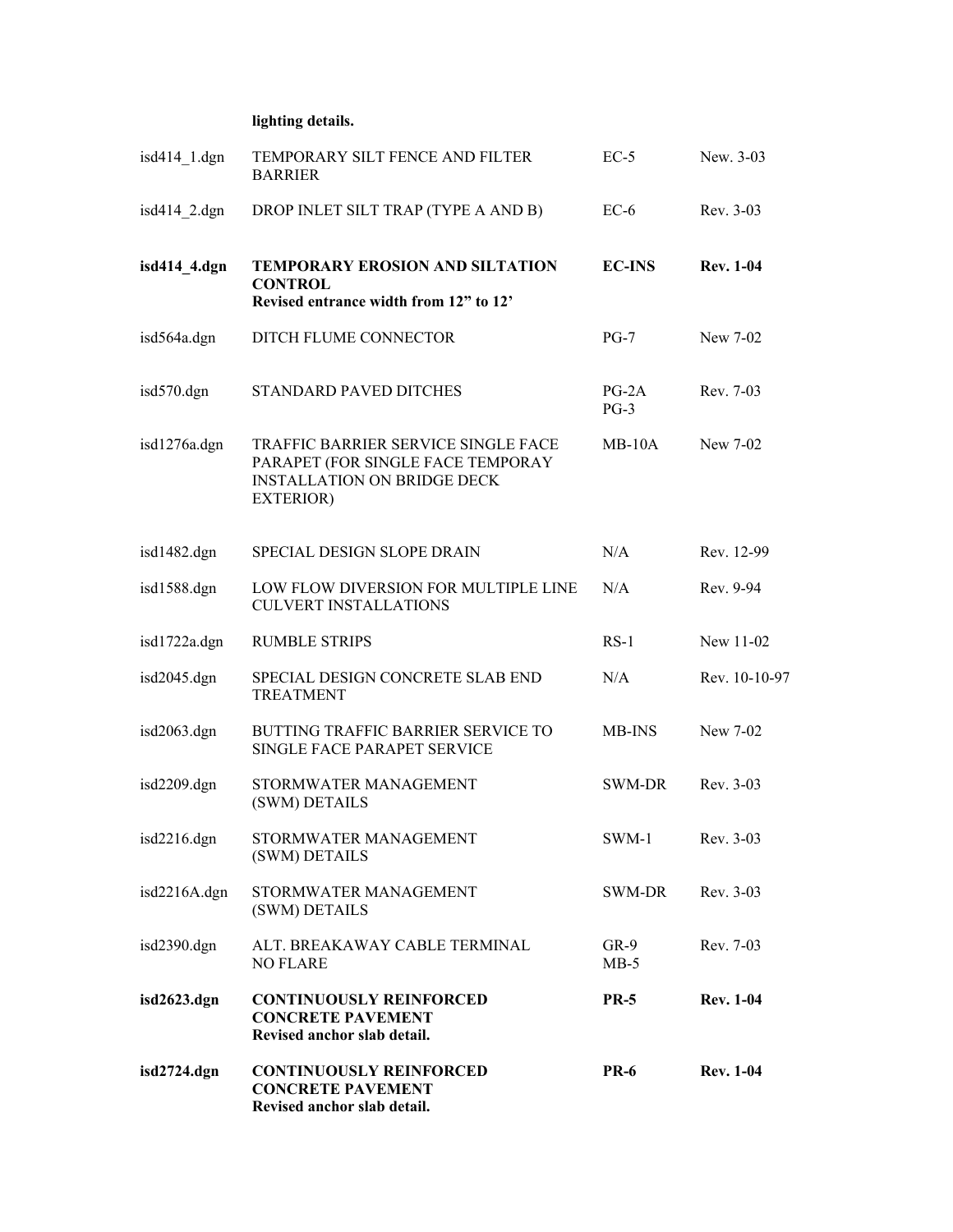**lighting details.**

| | | | |
|---|---|---|---|
| isd414_1.dgn | TEMPORARY SILT FENCE AND FILTER BARRIER | EC-5 | New. 3-03 |
| isd414_2.dgn | DROP INLET SILT TRAP (TYPE A AND B) | EC-6 | Rev. 3-03 |
| **isd414_4.dgn** | **TEMPORARY EROSION AND SILTATION CONTROL** **Revised entrance width from 12" to 12'** | **EC-INS** | **Rev. 1-04** |
| isd564a.dgn | DITCH FLUME CONNECTOR | PG-7 | New 7-02 |
| isd570.dgn | STANDARD PAVED DITCHES | PG-2A PG-3 | Rev. 7-03 |
| isd1276a.dgn | TRAFFIC BARRIER SERVICE SINGLE FACE PARAPET (FOR SINGLE FACE TEMPORAY INSTALLATION ON BRIDGE DECK EXTERIOR) | MB-10A | New 7-02 |
| isd1482.dgn | SPECIAL DESIGN SLOPE DRAIN | N/A | Rev. 12-99 |
| isd1588.dgn | LOW FLOW DIVERSION FOR MULTIPLE LINE CULVERT INSTALLATIONS | N/A | Rev. 9-94 |
| isd1722a.dgn | RUMBLE STRIPS | RS-1 | New 11-02 |
| isd2045.dgn | SPECIAL DESIGN CONCRETE SLAB END TREATMENT | N/A | Rev. 10-10-97 |
| isd2063.dgn | BUTTING TRAFFIC BARRIER SERVICE TO SINGLE FACE PARAPET SERVICE | MB-INS | New 7-02 |
| isd2209.dgn | STORMWATER MANAGEMENT (SWM) DETAILS | SWM-DR | Rev. 3-03 |
| isd2216.dgn | STORMWATER MANAGEMENT (SWM) DETAILS | SWM-1 | Rev. 3-03 |
| isd2216A.dgn | STORMWATER MANAGEMENT (SWM) DETAILS | SWM-DR | Rev. 3-03 |
| isd2390.dgn | ALT. BREAKAWAY CABLE TERMINAL NO FLARE | GR-9 MB-5 | Rev. 7-03 |
| **isd2623.dgn** | **CONTINUOUSLY REINFORCED CONCRETE PAVEMENT** **Revised anchor slab detail.** | **PR-5** | **Rev. 1-04** |
| **isd2724.dgn** | **CONTINUOUSLY REINFORCED CONCRETE PAVEMENT** **Revised anchor slab detail.** | **PR-6** | **Rev. 1-04** |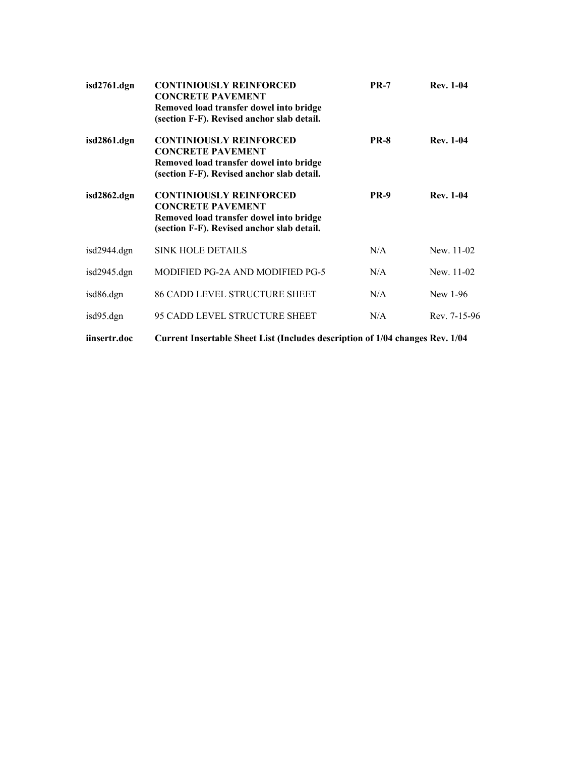| | | | |
|---|---|---|---|
| **isd2761.dgn** | **CONTINIOUSLY REINFORCED CONCRETE PAVEMENT**<br>**Removed load transfer dowel into bridge (section F-F). Revised anchor slab detail.** | **PR-7** | **Rev. 1-04** |
| **isd2861.dgn** | **CONTINIOUSLY REINFORCED CONCRETE PAVEMENT**<br>**Removed load transfer dowel into bridge (section F-F). Revised anchor slab detail.** | **PR-8** | **Rev. 1-04** |
| **isd2862.dgn** | **CONTINIOUSLY REINFORCED CONCRETE PAVEMENT**<br>**Removed load transfer dowel into bridge (section F-F). Revised anchor slab detail.** | **PR-9** | **Rev. 1-04** |
| isd2944.dgn | SINK HOLE DETAILS | N/A | New. 11-02 |
| isd2945.dgn | MODIFIED PG-2A AND MODIFIED PG-5 | N/A | New. 11-02 |
| isd86.dgn | 86 CADD LEVEL STRUCTURE SHEET | N/A | New 1-96 |
| isd95.dgn | 95 CADD LEVEL STRUCTURE SHEET | N/A | Rev. 7-15-96 |

**iinsertr.doc** **Current Insertable Sheet List (Includes description of 1/04 changes Rev. 1/04**